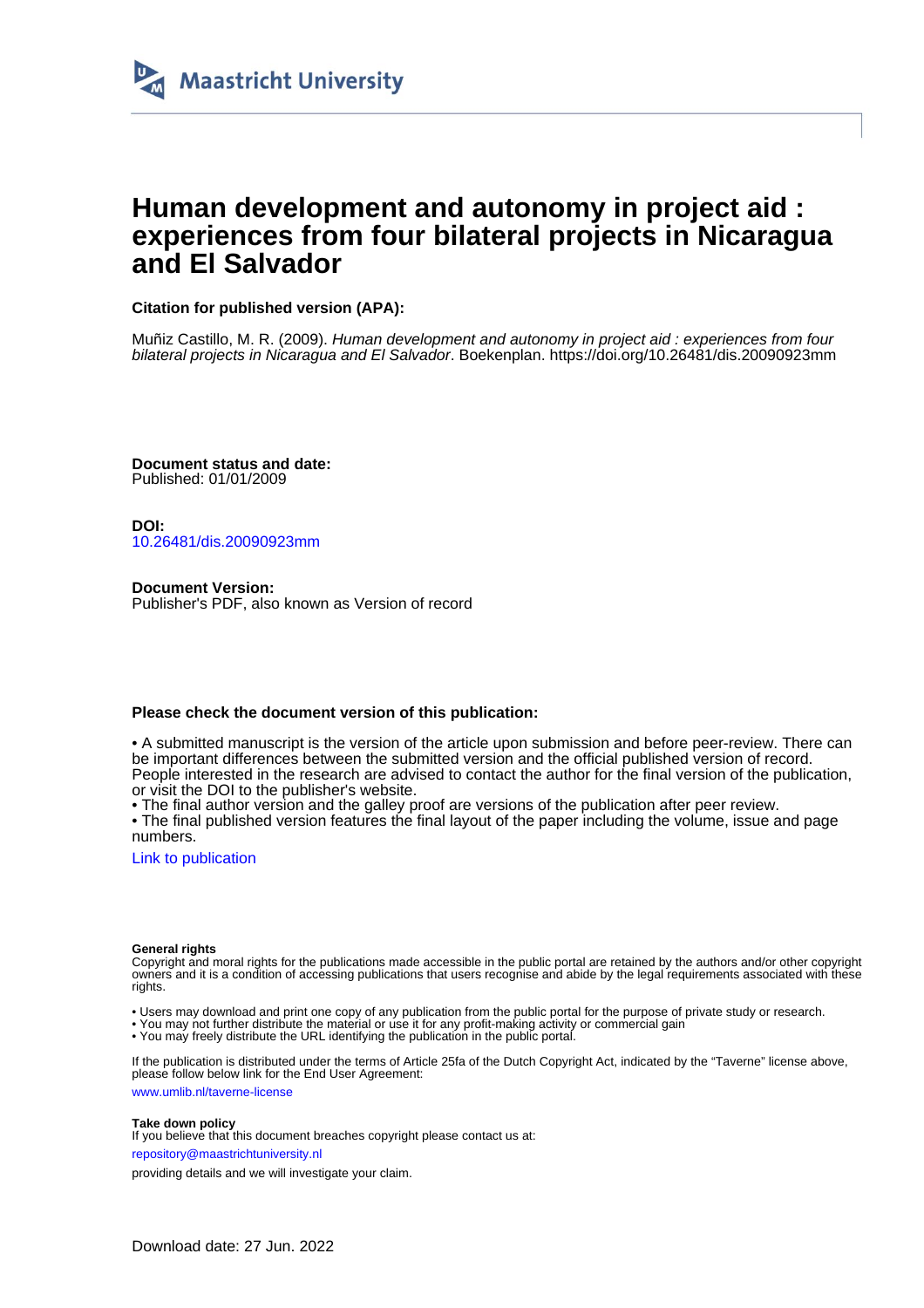Maastricht University

# Human development and autonomy in project aid : experiences from four bilateral projects in Nicaragua and El Salvador

**Citation for published version (APA):**

Muñiz Castillo, M. R. (2009). *Human development and autonomy in project aid : experiences from four bilateral projects in Nicaragua and El Salvador*. Boekenplan. https://doi.org/10.26481/dis.20090923mm

**Document status and date:**
Published: 01/01/2009

**DOI:**
10.26481/dis.20090923mm

**Document Version:**
Publisher's PDF, also known as Version of record

**Please check the document version of this publication:**

• A submitted manuscript is the version of the article upon submission and before peer-review. There can be important differences between the submitted version and the official published version of record. People interested in the research are advised to contact the author for the final version of the publication, or visit the DOI to the publisher's website.
• The final author version and the galley proof are versions of the publication after peer review.
• The final published version features the final layout of the paper including the volume, issue and page numbers.

Link to publication

**General rights**
Copyright and moral rights for the publications made accessible in the public portal are retained by the authors and/or other copyright owners and it is a condition of accessing publications that users recognise and abide by the legal requirements associated with these rights.

• Users may download and print one copy of any publication from the public portal for the purpose of private study or research.
• You may not further distribute the material or use it for any profit-making activity or commercial gain
• You may freely distribute the URL identifying the publication in the public portal.

If the publication is distributed under the terms of Article 25fa of the Dutch Copyright Act, indicated by the "Taverne" license above, please follow below link for the End User Agreement:
www.umlib.nl/taverne-license

**Take down policy**
If you believe that this document breaches copyright please contact us at:
repository@maastrichtuniversity.nl
providing details and we will investigate your claim.

Download date: 27 Jun. 2022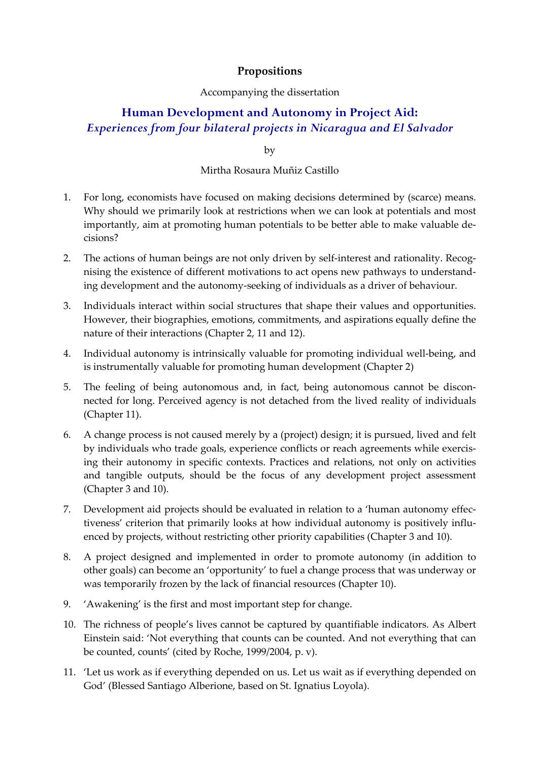# Propositions

Accompanying the dissertation

## Human Development and Autonomy in Project Aid:
### *Experiences from four bilateral projects in Nicaragua and El Salvador*

by

Mirtha Rosaura Muñiz Castillo

1. For long, economists have focused on making decisions determined by (scarce) means. Why should we primarily look at restrictions when we can look at potentials and most importantly, aim at promoting human potentials to be better able to make valuable decisions?

2. The actions of human beings are not only driven by self-interest and rationality. Recognising the existence of different motivations to act opens new pathways to understanding development and the autonomy-seeking of individuals as a driver of behaviour.

3. Individuals interact within social structures that shape their values and opportunities. However, their biographies, emotions, commitments, and aspirations equally define the nature of their interactions (Chapter 2, 11 and 12).

4. Individual autonomy is intrinsically valuable for promoting individual well-being, and is instrumentally valuable for promoting human development (Chapter 2)

5. The feeling of being autonomous and, in fact, being autonomous cannot be disconnected for long. Perceived agency is not detached from the lived reality of individuals (Chapter 11).

6. A change process is not caused merely by a (project) design; it is pursued, lived and felt by individuals who trade goals, experience conflicts or reach agreements while exercising their autonomy in specific contexts. Practices and relations, not only on activities and tangible outputs, should be the focus of any development project assessment (Chapter 3 and 10).

7. Development aid projects should be evaluated in relation to a 'human autonomy effectiveness' criterion that primarily looks at how individual autonomy is positively influenced by projects, without restricting other priority capabilities (Chapter 3 and 10).

8. A project designed and implemented in order to promote autonomy (in addition to other goals) can become an 'opportunity' to fuel a change process that was underway or was temporarily frozen by the lack of financial resources (Chapter 10).

9. 'Awakening' is the first and most important step for change.

10. The richness of people's lives cannot be captured by quantifiable indicators. As Albert Einstein said: 'Not everything that counts can be counted. And not everything that can be counted, counts' (cited by Roche, 1999/2004, p. v).

11. 'Let us work as if everything depended on us. Let us wait as if everything depended on God' (Blessed Santiago Alberione, based on St. Ignatius Loyola).